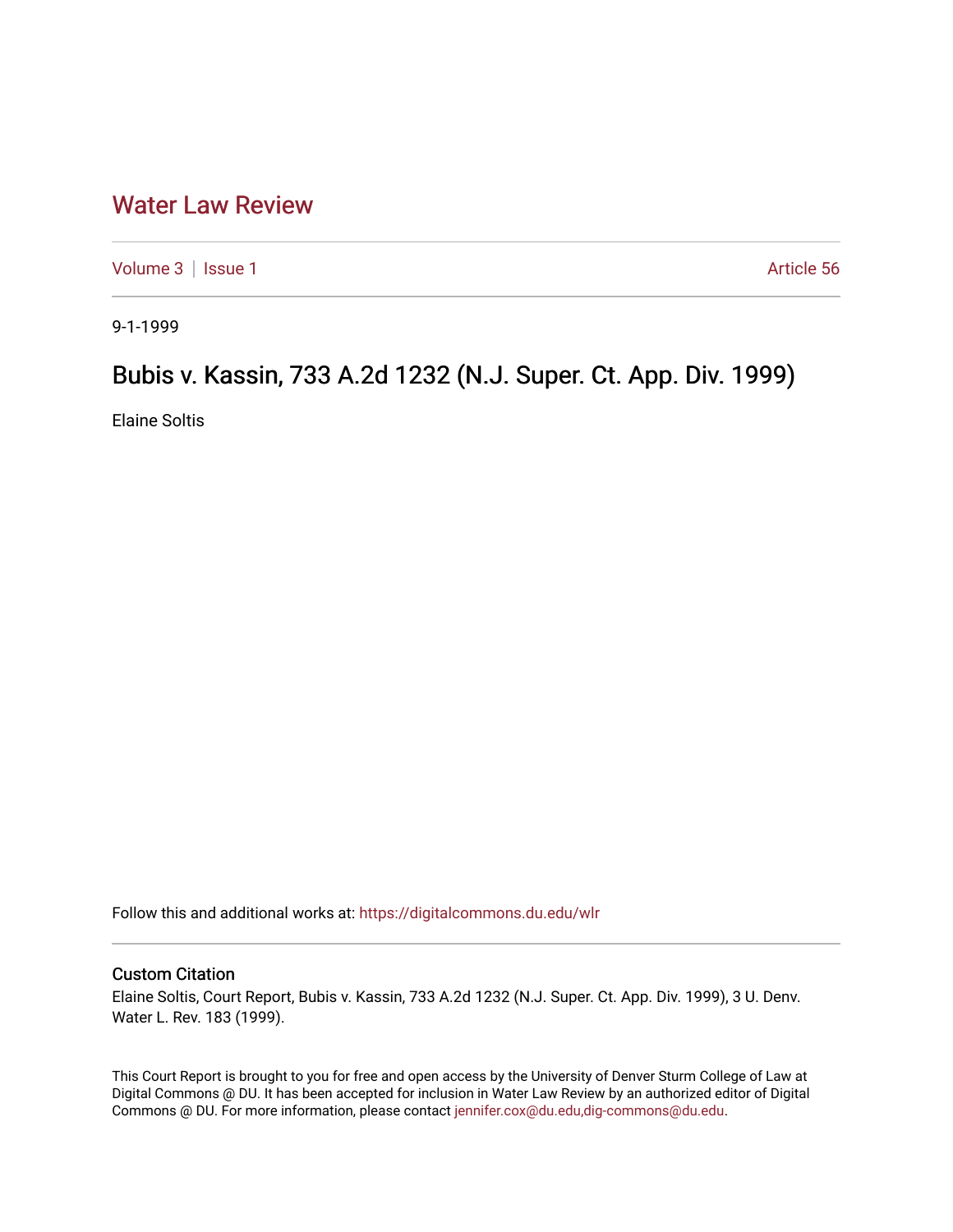# Water Law Review

Volume 3 | Issue 1 Article 56

9-1-1999

## Bubis v. Kassin, 733 A.2d 1232 (N.J. Super. Ct. App. Div. 1999)

Elaine Soltis

Follow this and additional works at: https://digitalcommons.du.edu/wlr

### Custom Citation

Elaine Soltis, Court Report, Bubis v. Kassin, 733 A.2d 1232 (N.J. Super. Ct. App. Div. 1999), 3 U. Denv. Water L. Rev. 183 (1999).

This Court Report is brought to you for free and open access by the University of Denver Sturm College of Law at Digital Commons @ DU. It has been accepted for inclusion in Water Law Review by an authorized editor of Digital Commons @ DU. For more information, please contact jennifer.cox@du.edu,dig-commons@du.edu.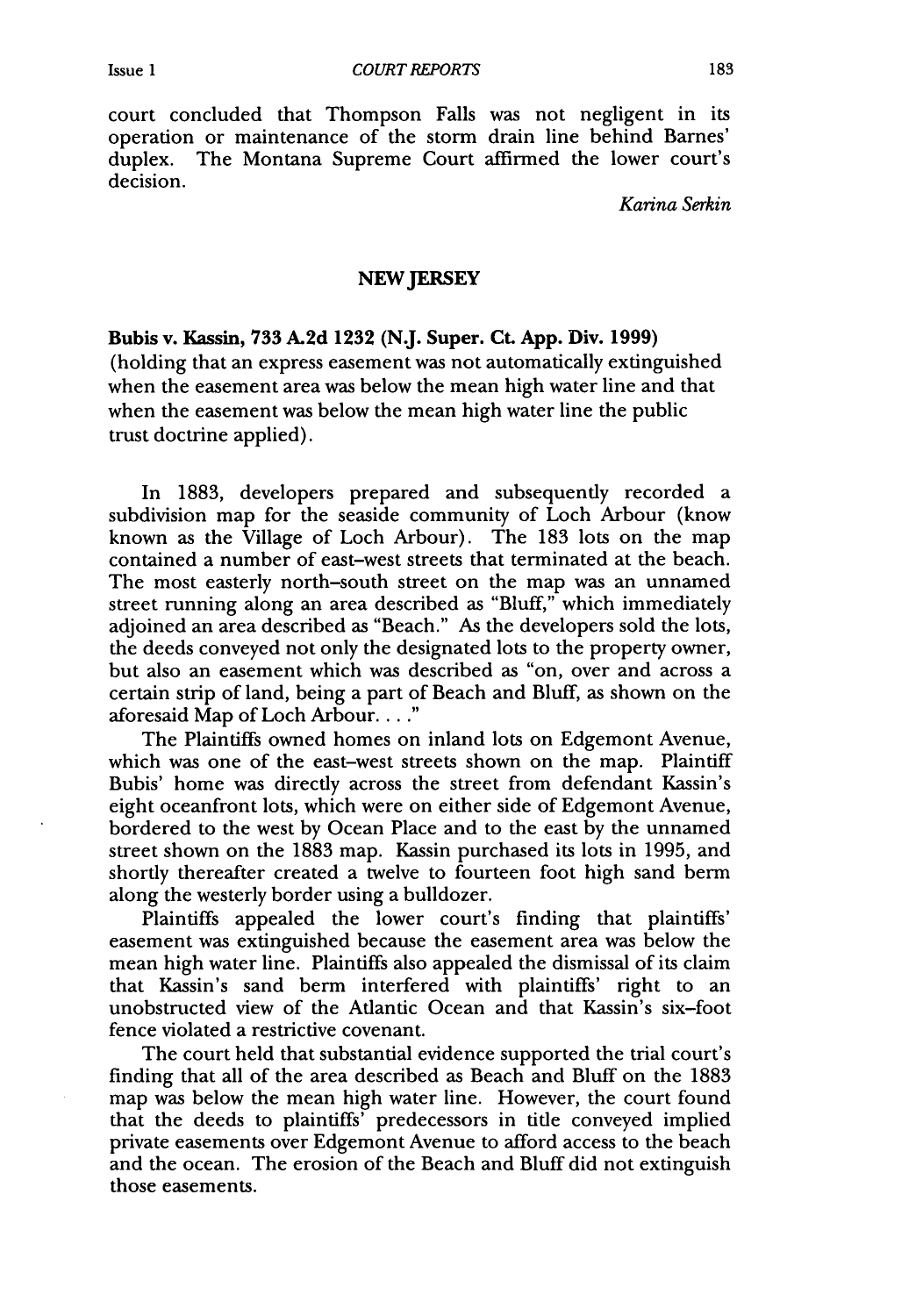court concluded that Thompson Falls was not negligent in its operation or maintenance of the storm drain line behind Barnes' duplex. The Montana Supreme Court affirmed the lower court's decision.

*Karina Serkin*

## NEW JERSEY

**Bubis v. Kassin, 733 A.2d 1232 (N.J. Super. Ct. App. Div. 1999)** (holding that an express easement was not automatically extinguished when the easement area was below the mean high water line and that when the easement was below the mean high water line the public trust doctrine applied).

In 1883, developers prepared and subsequently recorded a subdivision map for the seaside community of Loch Arbour (know known as the Village of Loch Arbour). The 183 lots on the map contained a number of east–west streets that terminated at the beach. The most easterly north–south street on the map was an unnamed street running along an area described as "Bluff," which immediately adjoined an area described as "Beach." As the developers sold the lots, the deeds conveyed not only the designated lots to the property owner, but also an easement which was described as "on, over and across a certain strip of land, being a part of Beach and Bluff, as shown on the aforesaid Map of Loch Arbour. . . ."

The Plaintiffs owned homes on inland lots on Edgemont Avenue, which was one of the east–west streets shown on the map. Plaintiff Bubis' home was directly across the street from defendant Kassin's eight oceanfront lots, which were on either side of Edgemont Avenue, bordered to the west by Ocean Place and to the east by the unnamed street shown on the 1883 map. Kassin purchased its lots in 1995, and shortly thereafter created a twelve to fourteen foot high sand berm along the westerly border using a bulldozer.

Plaintiffs appealed the lower court's finding that plaintiffs' easement was extinguished because the easement area was below the mean high water line. Plaintiffs also appealed the dismissal of its claim that Kassin's sand berm interfered with plaintiffs' right to an unobstructed view of the Atlantic Ocean and that Kassin's six-foot fence violated a restrictive covenant.

The court held that substantial evidence supported the trial court's finding that all of the area described as Beach and Bluff on the 1883 map was below the mean high water line. However, the court found that the deeds to plaintiffs' predecessors in title conveyed implied private easements over Edgemont Avenue to afford access to the beach and the ocean. The erosion of the Beach and Bluff did not extinguish those easements.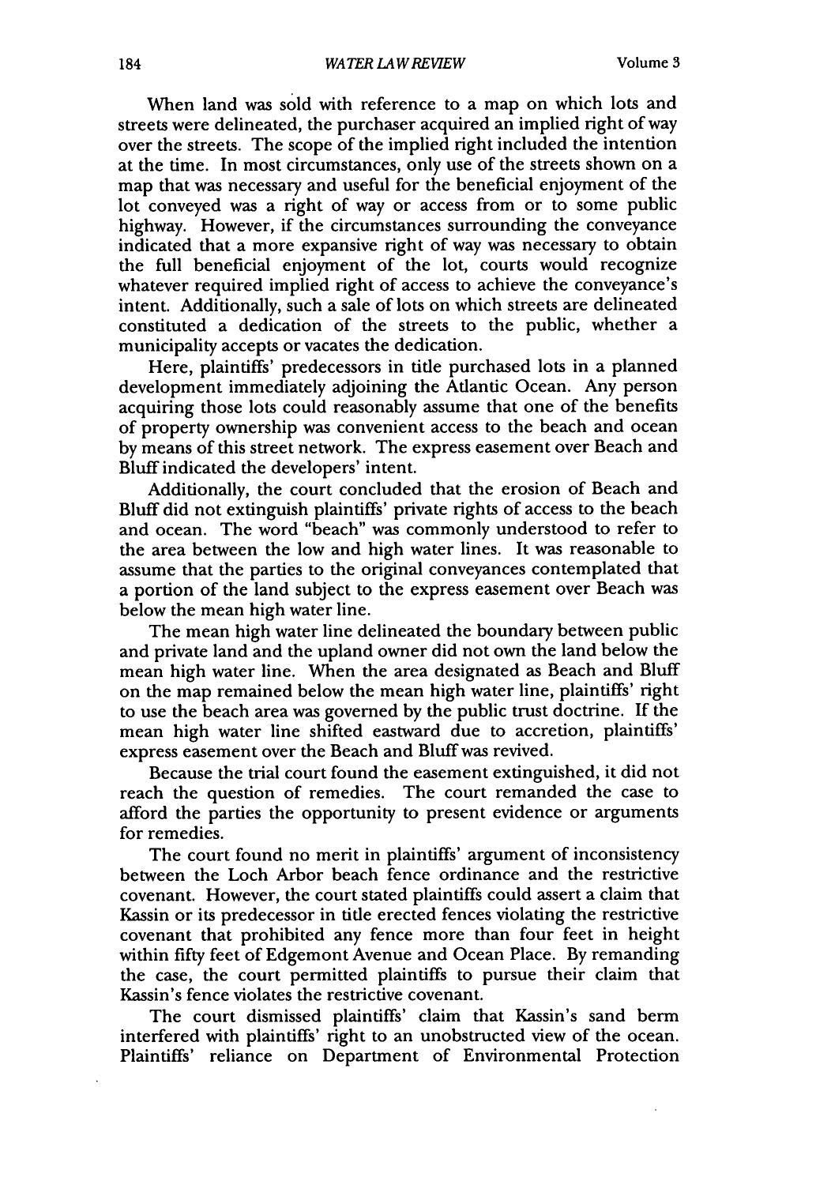When land was sold with reference to a map on which lots and streets were delineated, the purchaser acquired an implied right of way over the streets. The scope of the implied right included the intention at the time. In most circumstances, only use of the streets shown on a map that was necessary and useful for the beneficial enjoyment of the lot conveyed was a right of way or access from or to some public highway. However, if the circumstances surrounding the conveyance indicated that a more expansive right of way was necessary to obtain the full beneficial enjoyment of the lot, courts would recognize whatever required implied right of access to achieve the conveyance's intent. Additionally, such a sale of lots on which streets are delineated constituted a dedication of the streets to the public, whether a municipality accepts or vacates the dedication.

Here, plaintiffs' predecessors in title purchased lots in a planned development immediately adjoining the Atlantic Ocean. Any person acquiring those lots could reasonably assume that one of the benefits of property ownership was convenient access to the beach and ocean by means of this street network. The express easement over Beach and Bluff indicated the developers' intent.

Additionally, the court concluded that the erosion of Beach and Bluff did not extinguish plaintiffs' private rights of access to the beach and ocean. The word "beach" was commonly understood to refer to the area between the low and high water lines. It was reasonable to assume that the parties to the original conveyances contemplated that a portion of the land subject to the express easement over Beach was below the mean high water line.

The mean high water line delineated the boundary between public and private land and the upland owner did not own the land below the mean high water line. When the area designated as Beach and Bluff on the map remained below the mean high water line, plaintiffs' right to use the beach area was governed by the public trust doctrine. If the mean high water line shifted eastward due to accretion, plaintiffs' express easement over the Beach and Bluff was revived.

Because the trial court found the easement extinguished, it did not reach the question of remedies. The court remanded the case to afford the parties the opportunity to present evidence or arguments for remedies.

The court found no merit in plaintiffs' argument of inconsistency between the Loch Arbor beach fence ordinance and the restrictive covenant. However, the court stated plaintiffs could assert a claim that Kassin or its predecessor in title erected fences violating the restrictive covenant that prohibited any fence more than four feet in height within fifty feet of Edgemont Avenue and Ocean Place. By remanding the case, the court permitted plaintiffs to pursue their claim that Kassin's fence violates the restrictive covenant.

The court dismissed plaintiffs' claim that Kassin's sand berm interfered with plaintiffs' right to an unobstructed view of the ocean. Plaintiffs' reliance on Department of Environmental Protection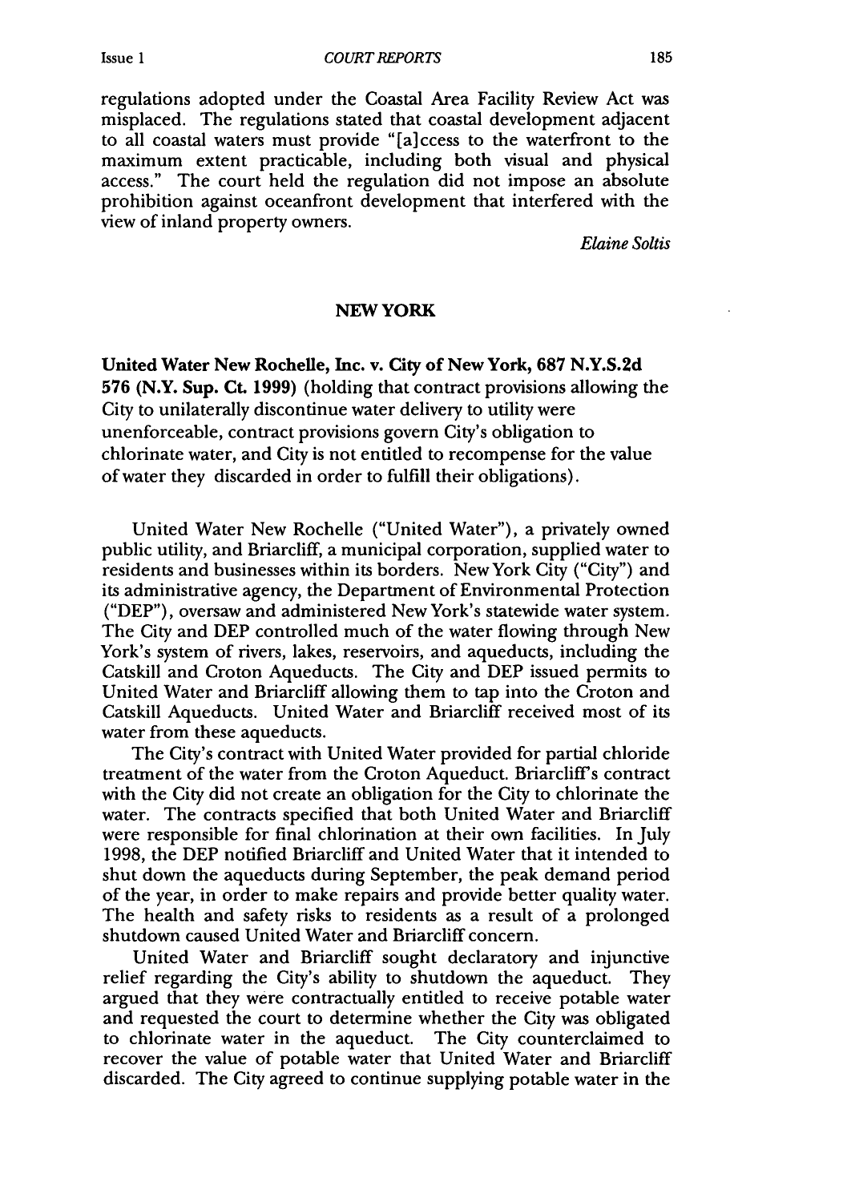regulations adopted under the Coastal Area Facility Review Act was misplaced. The regulations stated that coastal development adjacent to all coastal waters must provide "[a]ccess to the waterfront to the maximum extent practicable, including both visual and physical access." The court held the regulation did not impose an absolute prohibition against oceanfront development that interfered with the view of inland property owners.

*Elaine Soltis*

## NEW YORK

**United Water New Rochelle, Inc. v. City of New York, 687 N.Y.S.2d 576 (N.Y. Sup. Ct. 1999)** (holding that contract provisions allowing the City to unilaterally discontinue water delivery to utility were unenforceable, contract provisions govern City's obligation to chlorinate water, and City is not entitled to recompense for the value of water they discarded in order to fulfill their obligations).

United Water New Rochelle ("United Water"), a privately owned public utility, and Briarcliff, a municipal corporation, supplied water to residents and businesses within its borders. New York City ("City") and its administrative agency, the Department of Environmental Protection ("DEP"), oversaw and administered New York's statewide water system. The City and DEP controlled much of the water flowing through New York's system of rivers, lakes, reservoirs, and aqueducts, including the Catskill and Croton Aqueducts. The City and DEP issued permits to United Water and Briarcliff allowing them to tap into the Croton and Catskill Aqueducts. United Water and Briarcliff received most of its water from these aqueducts.

The City's contract with United Water provided for partial chloride treatment of the water from the Croton Aqueduct. Briarcliff's contract with the City did not create an obligation for the City to chlorinate the water. The contracts specified that both United Water and Briarcliff were responsible for final chlorination at their own facilities. In July 1998, the DEP notified Briarcliff and United Water that it intended to shut down the aqueducts during September, the peak demand period of the year, in order to make repairs and provide better quality water. The health and safety risks to residents as a result of a prolonged shutdown caused United Water and Briarcliff concern.

United Water and Briarcliff sought declaratory and injunctive relief regarding the City's ability to shutdown the aqueduct. They argued that they were contractually entitled to receive potable water and requested the court to determine whether the City was obligated to chlorinate water in the aqueduct. The City counterclaimed to recover the value of potable water that United Water and Briarcliff discarded. The City agreed to continue supplying potable water in the